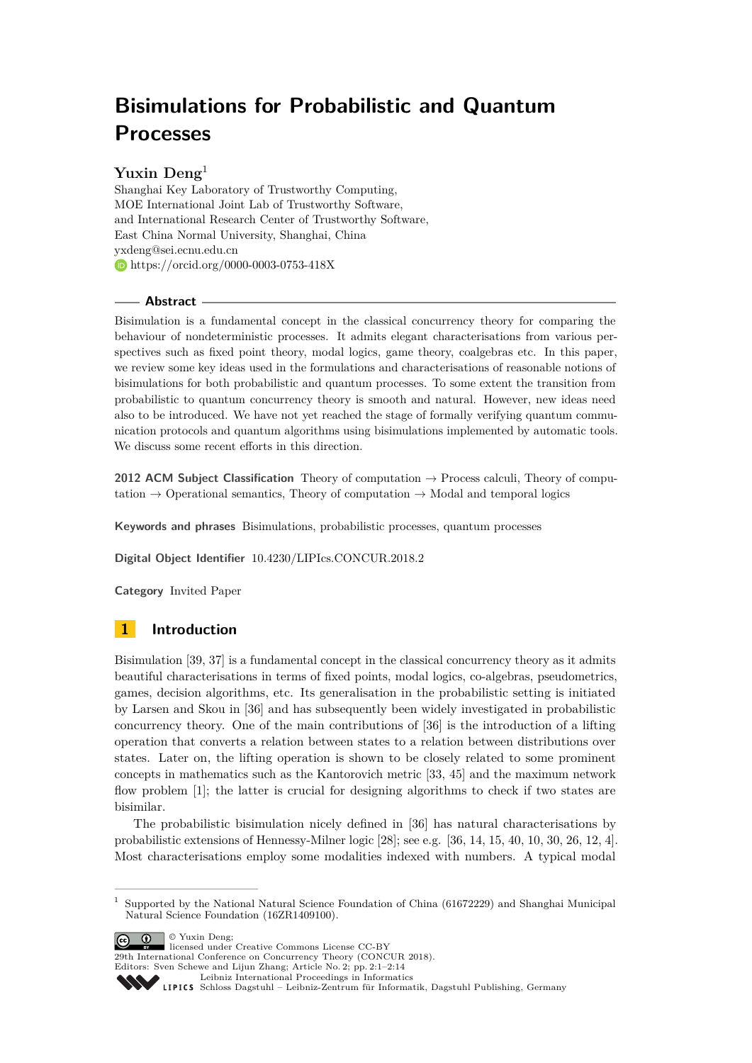# Bisimulations for Probabilistic and Quantum Processes

**Yuxin Deng**[1]

Shanghai Key Laboratory of Trustworthy Computing,
MOE International Joint Lab of Trustworthy Software,
and International Research Center of Trustworthy Software,
East China Normal University, Shanghai, China
yxdeng@sei.ecnu.edu.cn
https://orcid.org/0000-0003-0753-418X

## Abstract

Bisimulation is a fundamental concept in the classical concurrency theory for comparing the behaviour of nondeterministic processes. It admits elegant characterisations from various perspectives such as fixed point theory, modal logics, game theory, coalgebras etc. In this paper, we review some key ideas used in the formulations and characterisations of reasonable notions of bisimulations for both probabilistic and quantum processes. To some extent the transition from probabilistic to quantum concurrency theory is smooth and natural. However, new ideas need also to be introduced. We have not yet reached the stage of formally verifying quantum communication protocols and quantum algorithms using bisimulations implemented by automatic tools. We discuss some recent efforts in this direction.

**2012 ACM Subject Classification** Theory of computation → Process calculi, Theory of computation → Operational semantics, Theory of computation → Modal and temporal logics

**Keywords and phrases** Bisimulations, probabilistic processes, quantum processes

**Digital Object Identifier** 10.4230/LIPIcs.CONCUR.2018.2

**Category** Invited Paper

## 1 Introduction

Bisimulation [39, 37] is a fundamental concept in the classical concurrency theory as it admits beautiful characterisations in terms of fixed points, modal logics, co-algebras, pseudometrics, games, decision algorithms, etc. Its generalisation in the probabilistic setting is initiated by Larsen and Skou in [36] and has subsequently been widely investigated in probabilistic concurrency theory. One of the main contributions of [36] is the introduction of a lifting operation that converts a relation between states to a relation between distributions over states. Later on, the lifting operation is shown to be closely related to some prominent concepts in mathematics such as the Kantorovich metric [33, 45] and the maximum network flow problem [1]; the latter is crucial for designing algorithms to check if two states are bisimilar.

The probabilistic bisimulation nicely defined in [36] has natural characterisations by probabilistic extensions of Hennessy-Milner logic [28]; see e.g. [36, 14, 15, 40, 10, 30, 26, 12, 4]. Most characterisations employ some modalities indexed with numbers. A typical modal

---

[1] Supported by the National Natural Science Foundation of China (61672229) and Shanghai Municipal Natural Science Foundation (16ZR1409100).

© Yuxin Deng;
licensed under Creative Commons License CC-BY
29th International Conference on Concurrency Theory (CONCUR 2018).
Editors: Sven Schewe and Lijun Zhang; Article No. 2; pp. 2:1–2:14
Leibniz International Proceedings in Informatics
Schloss Dagstuhl – Leibniz-Zentrum für Informatik, Dagstuhl Publishing, Germany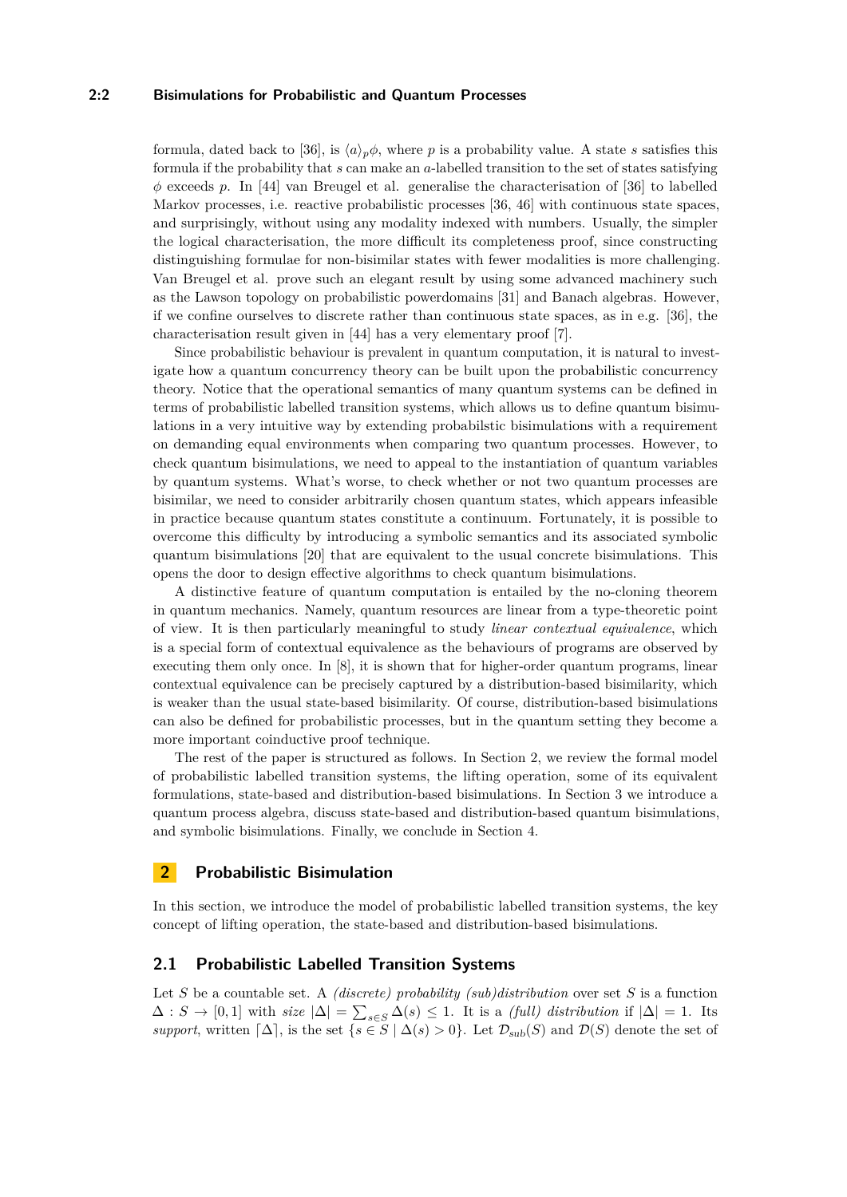formula, dated back to [36], is $\langle a \rangle_p \phi$, where $p$ is a probability value. A state $s$ satisfies this formula if the probability that $s$ can make an $a$-labelled transition to the set of states satisfying $\phi$ exceeds $p$. In [44] van Breugel et al. generalise the characterisation of [36] to labelled Markov processes, i.e. reactive probabilistic processes [36, 46] with continuous state spaces, and surprisingly, without using any modality indexed with numbers. Usually, the simpler the logical characterisation, the more difficult its completeness proof, since constructing distinguishing formulae for non-bisimilar states with fewer modalities is more challenging. Van Breugel et al. prove such an elegant result by using some advanced machinery such as the Lawson topology on probabilistic powerdomains [31] and Banach algebras. However, if we confine ourselves to discrete rather than continuous state spaces, as in e.g. [36], the characterisation result given in [44] has a very elementary proof [7].

Since probabilistic behaviour is prevalent in quantum computation, it is natural to investigate how a quantum concurrency theory can be built upon the probabilistic concurrency theory. Notice that the operational semantics of many quantum systems can be defined in terms of probabilistic labelled transition systems, which allows us to define quantum bisimulations in a very intuitive way by extending probabilstic bisimulations with a requirement on demanding equal environments when comparing two quantum processes. However, to check quantum bisimulations, we need to appeal to the instantiation of quantum variables by quantum systems. What's worse, to check whether or not two quantum processes are bisimilar, we need to consider arbitrarily chosen quantum states, which appears infeasible in practice because quantum states constitute a continuum. Fortunately, it is possible to overcome this difficulty by introducing a symbolic semantics and its associated symbolic quantum bisimulations [20] that are equivalent to the usual concrete bisimulations. This opens the door to design effective algorithms to check quantum bisimulations.

A distinctive feature of quantum computation is entailed by the no-cloning theorem in quantum mechanics. Namely, quantum resources are linear from a type-theoretic point of view. It is then particularly meaningful to study *linear contextual equivalence*, which is a special form of contextual equivalence as the behaviours of programs are observed by executing them only once. In [8], it is shown that for higher-order quantum programs, linear contextual equivalence can be precisely captured by a distribution-based bisimilarity, which is weaker than the usual state-based bisimilarity. Of course, distribution-based bisimulations can also be defined for probabilistic processes, but in the quantum setting they become a more important coinductive proof technique.

The rest of the paper is structured as follows. In Section 2, we review the formal model of probabilistic labelled transition systems, the lifting operation, some of its equivalent formulations, state-based and distribution-based bisimulations. In Section 3 we introduce a quantum process algebra, discuss state-based and distribution-based quantum bisimulations, and symbolic bisimulations. Finally, we conclude in Section 4.

## 2 Probabilistic Bisimulation

In this section, we introduce the model of probabilistic labelled transition systems, the key concept of lifting operation, the state-based and distribution-based bisimulations.

### 2.1 Probabilistic Labelled Transition Systems

Let $S$ be a countable set. A *(discrete) probability (sub)distribution* over set $S$ is a function $\Delta : S \to [0, 1]$ with *size* $|\Delta| = \sum_{s \in S} \Delta(s) \leq 1$. It is a *(full) distribution* if $|\Delta| = 1$. Its *support*, written $\lceil \Delta \rceil$, is the set $\{s \in S \mid \Delta(s) > 0\}$. Let $\mathcal{D}_{sub}(S)$ and $\mathcal{D}(S)$ denote the set of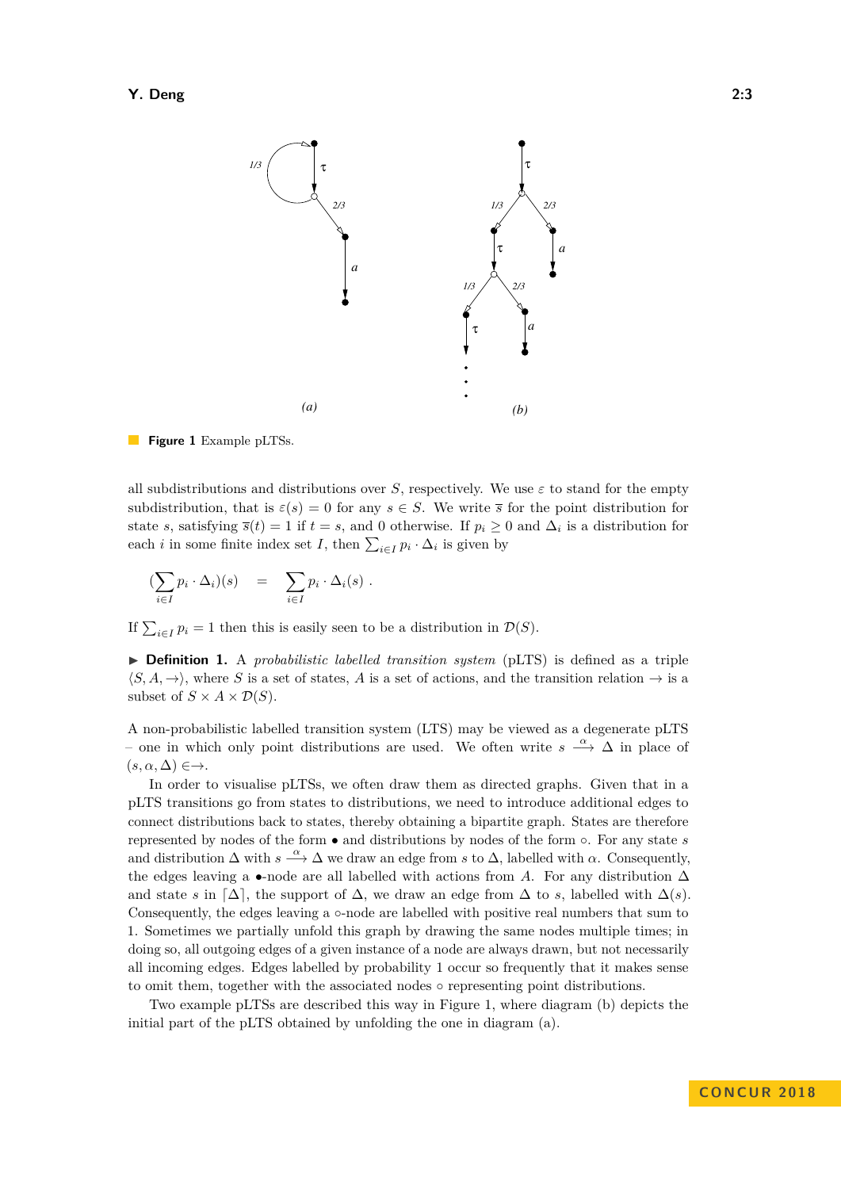**Figure 1** Example pLTSs.

all subdistributions and distributions over $S$, respectively. We use $\varepsilon$ to stand for the empty subdistribution, that is $\varepsilon(s) = 0$ for any $s \in S$. We write $\overline{s}$ for the point distribution for state $s$, satisfying $\overline{s}(t) = 1$ if $t = s$, and 0 otherwise. If $p_i \geq 0$ and $\Delta_i$ is a distribution for each $i$ in some finite index set $I$, then $\sum_{i \in I} p_i \cdot \Delta_i$ is given by

$$(\sum_{i \in I} p_i \cdot \Delta_i)(s) \quad = \quad \sum_{i \in I} p_i \cdot \Delta_i(s) \ .$$

If $\sum_{i \in I} p_i = 1$ then this is easily seen to be a distribution in $\mathcal{D}(S)$.

▶ **Definition 1.** A *probabilistic labelled transition system* (pLTS) is defined as a triple $\langle S, A, \rightarrow \rangle$, where $S$ is a set of states, $A$ is a set of actions, and the transition relation $\rightarrow$ is a subset of $S \times A \times \mathcal{D}(S)$.

A non-probabilistic labelled transition system (LTS) may be viewed as a degenerate pLTS – one in which only point distributions are used. We often write $s \xrightarrow{\alpha} \Delta$ in place of $(s, \alpha, \Delta) \in \rightarrow$.

In order to visualise pLTSs, we often draw them as directed graphs. Given that in a pLTS transitions go from states to distributions, we need to introduce additional edges to connect distributions back to states, thereby obtaining a bipartite graph. States are therefore represented by nodes of the form $\bullet$ and distributions by nodes of the form $\circ$. For any state $s$ and distribution $\Delta$ with $s \xrightarrow{\alpha} \Delta$ we draw an edge from $s$ to $\Delta$, labelled with $\alpha$. Consequently, the edges leaving a $\bullet$-node are all labelled with actions from $A$. For any distribution $\Delta$ and state $s$ in $\lceil \Delta \rceil$, the support of $\Delta$, we draw an edge from $\Delta$ to $s$, labelled with $\Delta(s)$. Consequently, the edges leaving a $\circ$-node are labelled with positive real numbers that sum to 1. Sometimes we partially unfold this graph by drawing the same nodes multiple times; in doing so, all outgoing edges of a given instance of a node are always drawn, but not necessarily all incoming edges. Edges labelled by probability 1 occur so frequently that it makes sense to omit them, together with the associated nodes $\circ$ representing point distributions.

Two example pLTSs are described this way in Figure 1, where diagram (b) depicts the initial part of the pLTS obtained by unfolding the one in diagram (a).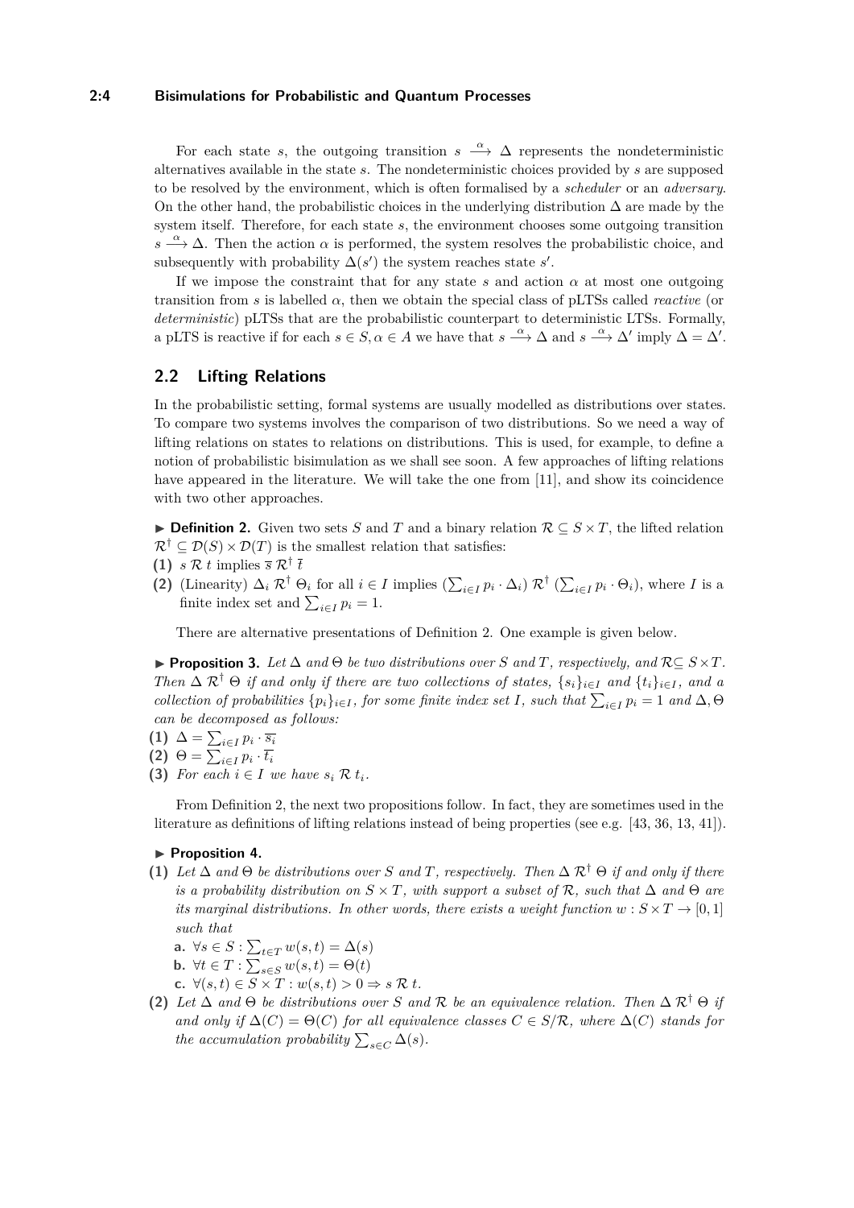For each state $s$, the outgoing transition $s \xrightarrow{\alpha} \Delta$ represents the nondeterministic alternatives available in the state $s$. The nondeterministic choices provided by $s$ are supposed to be resolved by the environment, which is often formalised by a *scheduler* or an *adversary*. On the other hand, the probabilistic choices in the underlying distribution $\Delta$ are made by the system itself. Therefore, for each state $s$, the environment chooses some outgoing transition $s \xrightarrow{\alpha} \Delta$. Then the action $\alpha$ is performed, the system resolves the probabilistic choice, and subsequently with probability $\Delta(s')$ the system reaches state $s'$.

If we impose the constraint that for any state $s$ and action $\alpha$ at most one outgoing transition from $s$ is labelled $\alpha$, then we obtain the special class of pLTSs called *reactive* (or *deterministic*) pLTSs that are the probabilistic counterpart to deterministic LTSs. Formally, a pLTS is reactive if for each $s \in S, \alpha \in A$ we have that $s \xrightarrow{\alpha} \Delta$ and $s \xrightarrow{\alpha} \Delta'$ imply $\Delta = \Delta'$.

## 2.2 Lifting Relations

In the probabilistic setting, formal systems are usually modelled as distributions over states. To compare two systems involves the comparison of two distributions. So we need a way of lifting relations on states to relations on distributions. This is used, for example, to define a notion of probabilistic bisimulation as we shall see soon. A few approaches of lifting relations have appeared in the literature. We will take the one from [11], and show its coincidence with two other approaches.

▶ **Definition 2.** Given two sets $S$ and $T$ and a binary relation $\mathcal{R} \subseteq S \times T$, the lifted relation $\mathcal{R}^\dagger \subseteq \mathcal{D}(S) \times \mathcal{D}(T)$ is the smallest relation that satisfies:

**(1)** $s \mathrel{\mathcal{R}} t$ implies $\overline{s} \mathrel{\mathcal{R}^\dagger} \overline{t}$

**(2)** (Linearity) $\Delta_i \mathrel{\mathcal{R}^\dagger} \Theta_i$ for all $i \in I$ implies $(\sum_{i\in I} p_i \cdot \Delta_i) \mathrel{\mathcal{R}^\dagger} (\sum_{i\in I} p_i \cdot \Theta_i)$, where $I$ is a finite index set and $\sum_{i\in I} p_i = 1$.

There are alternative presentations of Definition 2. One example is given below.

▶ **Proposition 3.** *Let $\Delta$ and $\Theta$ be two distributions over $S$ and $T$, respectively, and $\mathcal{R} \subseteq S \times T$. Then $\Delta \mathrel{\mathcal{R}^\dagger} \Theta$ if and only if there are two collections of states, $\{s_i\}_{i\in I}$ and $\{t_i\}_{i\in I}$, and a collection of probabilities $\{p_i\}_{i\in I}$, for some finite index set $I$, such that $\sum_{i\in I} p_i = 1$ and $\Delta, \Theta$ can be decomposed as follows:*

**(1)** $\Delta = \sum_{i\in I} p_i \cdot \overline{s_i}$

**(2)** $\Theta = \sum_{i\in I} p_i \cdot \overline{t_i}$

**(3)** *For each $i \in I$ we have $s_i \mathrel{\mathcal{R}} t_i$.*

From Definition 2, the next two propositions follow. In fact, they are sometimes used in the literature as definitions of lifting relations instead of being properties (see e.g. [43, 36, 13, 41]).

▶ **Proposition 4.**

**(1)** *Let $\Delta$ and $\Theta$ be distributions over $S$ and $T$, respectively. Then $\Delta \mathrel{\mathcal{R}^\dagger} \Theta$ if and only if there is a probability distribution on $S \times T$, with support a subset of $\mathcal{R}$, such that $\Delta$ and $\Theta$ are its marginal distributions. In other words, there exists a weight function $w : S \times T \to [0, 1]$ such that*

**a.** $\forall s \in S : \sum_{t\in T} w(s, t) = \Delta(s)$

**b.** $\forall t \in T : \sum_{s\in S} w(s, t) = \Theta(t)$

**c.** $\forall (s, t) \in S \times T : w(s, t) > 0 \Rightarrow s \mathrel{\mathcal{R}} t$.

**(2)** *Let $\Delta$ and $\Theta$ be distributions over $S$ and $\mathcal{R}$ be an equivalence relation. Then $\Delta \mathrel{\mathcal{R}^\dagger} \Theta$ if and only if $\Delta(C) = \Theta(C)$ for all equivalence classes $C \in S/\mathcal{R}$, where $\Delta(C)$ stands for the accumulation probability $\sum_{s\in C} \Delta(s)$.*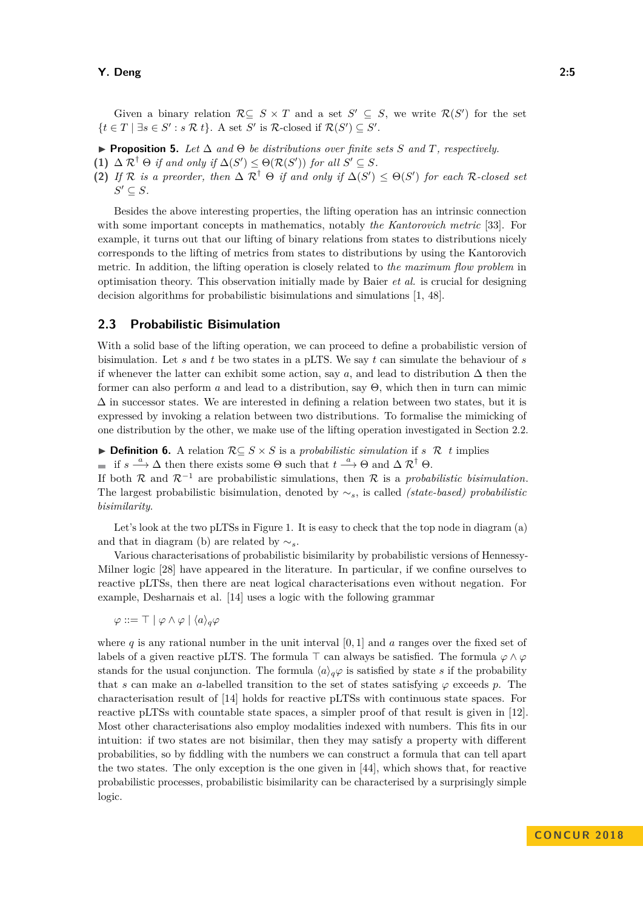Given a binary relation $\mathcal{R} \subseteq S \times T$ and a set $S' \subseteq S$, we write $\mathcal{R}(S')$ for the set $\{t \in T \mid \exists s \in S' : s \mathcal{R} t\}$. A set $S'$ is $\mathcal{R}$-closed if $\mathcal{R}(S') \subseteq S'$.

▶ **Proposition 5.** *Let $\Delta$ and $\Theta$ be distributions over finite sets $S$ and $T$, respectively.*

**(1)** *$\Delta \mathcal{R}^\dagger \Theta$ if and only if $\Delta(S') \leq \Theta(\mathcal{R}(S'))$ for all $S' \subseteq S$.*

**(2)** *If $\mathcal{R}$ is a preorder, then $\Delta \mathcal{R}^\dagger \Theta$ if and only if $\Delta(S') \leq \Theta(S')$ for each $\mathcal{R}$-closed set $S' \subseteq S$.*

Besides the above interesting properties, the lifting operation has an intrinsic connection with some important concepts in mathematics, notably *the Kantorovich metric* [33]. For example, it turns out that our lifting of binary relations from states to distributions nicely corresponds to the lifting of metrics from states to distributions by using the Kantorovich metric. In addition, the lifting operation is closely related to *the maximum flow problem* in optimisation theory. This observation initially made by Baier *et al.* is crucial for designing decision algorithms for probabilistic bisimulations and simulations [1, 48].

## 2.3 Probabilistic Bisimulation

With a solid base of the lifting operation, we can proceed to define a probabilistic version of bisimulation. Let $s$ and $t$ be two states in a pLTS. We say $t$ can simulate the behaviour of $s$ if whenever the latter can exhibit some action, say $a$, and lead to distribution $\Delta$ then the former can also perform $a$ and lead to a distribution, say $\Theta$, which then in turn can mimic $\Delta$ in successor states. We are interested in defining a relation between two states, but it is expressed by invoking a relation between two distributions. To formalise the mimicking of one distribution by the other, we make use of the lifting operation investigated in Section 2.2.

▶ **Definition 6.** A relation $\mathcal{R} \subseteq S \times S$ is a *probabilistic simulation* if $s \;\mathcal{R}\; t$ implies

- if $s \xrightarrow{a} \Delta$ then there exists some $\Theta$ such that $t \xrightarrow{a} \Theta$ and $\Delta \mathcal{R}^\dagger \Theta$.

If both $\mathcal{R}$ and $\mathcal{R}^{-1}$ are probabilistic simulations, then $\mathcal{R}$ is a *probabilistic bisimulation*. The largest probabilistic bisimulation, denoted by $\sim_s$, is called *(state-based) probabilistic bisimilarity*.

Let's look at the two pLTSs in Figure 1. It is easy to check that the top node in diagram (a) and that in diagram (b) are related by $\sim_s$.

Various characterisations of probabilistic bisimilarity by probabilistic versions of Hennessy-Milner logic [28] have appeared in the literature. In particular, if we confine ourselves to reactive pLTSs, then there are neat logical characterisations even without negation. For example, Desharnais et al. [14] uses a logic with the following grammar

$$\varphi ::= \top \mid \varphi \wedge \varphi \mid \langle a \rangle_q \varphi$$

where $q$ is any rational number in the unit interval $[0, 1]$ and $a$ ranges over the fixed set of labels of a given reactive pLTS. The formula $\top$ can always be satisfied. The formula $\varphi \wedge \varphi$ stands for the usual conjunction. The formula $\langle a \rangle_q \varphi$ is satisfied by state $s$ if the probability that $s$ can make an $a$-labelled transition to the set of states satisfying $\varphi$ exceeds $p$. The characterisation result of [14] holds for reactive pLTSs with continuous state spaces. For reactive pLTSs with countable state spaces, a simpler proof of that result is given in [12]. Most other characterisations also employ modalities indexed with numbers. This fits in our intuition: if two states are not bisimilar, then they may satisfy a property with different probabilities, so by fiddling with the numbers we can construct a formula that can tell apart the two states. The only exception is the one given in [44], which shows that, for reactive probabilistic processes, probabilistic bisimilarity can be characterised by a surprisingly simple logic.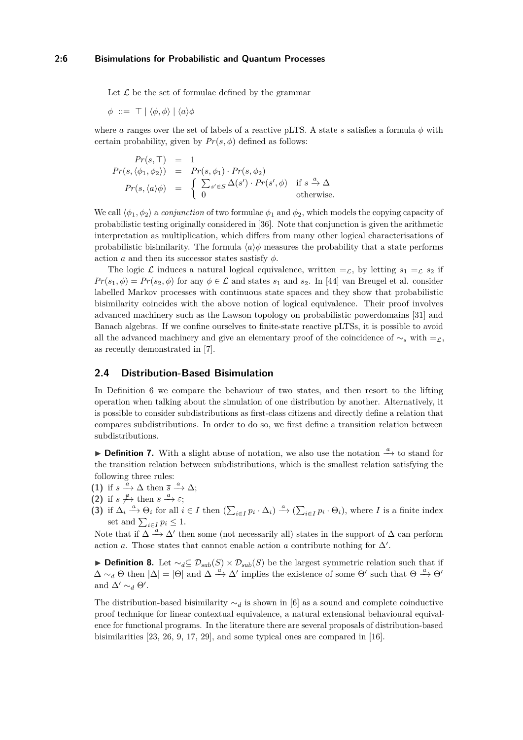Let $\mathcal{L}$ be the set of formulae defined by the grammar

$\phi \ ::= \ \top \mid \langle \phi, \phi \rangle \mid \langle a \rangle \phi$

where $a$ ranges over the set of labels of a reactive pLTS. A state $s$ satisfies a formula $\phi$ with certain probability, given by $Pr(s, \phi)$ defined as follows:

$$
\begin{array}{rcl}
Pr(s, \top) & = & 1 \\
Pr(s, \langle \phi_1, \phi_2 \rangle) & = & Pr(s, \phi_1) \cdot Pr(s, \phi_2) \\
Pr(s, \langle a \rangle \phi) & = & \left\{ \begin{array}{ll} \sum_{s' \in S} \Delta(s') \cdot Pr(s', \phi) & \text{if } s \xrightarrow{a} \Delta \\ 0 & \text{otherwise.} \end{array} \right.
\end{array}
$$

We call $\langle \phi_1, \phi_2 \rangle$ a *conjunction* of two formulae $\phi_1$ and $\phi_2$, which models the copying capacity of probabilistic testing originally considered in [36]. Note that conjunction is given the arithmetic interpretation as multiplication, which differs from many other logical characterisations of probabilistic bisimilarity. The formula $\langle a \rangle \phi$ measures the probability that a state performs action $a$ and then its successor states sastisfy $\phi$.

The logic $\mathcal{L}$ induces a natural logical equivalence, written $=_{\mathcal{L}}$, by letting $s_1 =_{\mathcal{L}} s_2$ if $Pr(s_1, \phi) = Pr(s_2, \phi)$ for any $\phi \in \mathcal{L}$ and states $s_1$ and $s_2$. In [44] van Breugel et al. consider labelled Markov processes with continuous state spaces and they show that probabilistic bisimilarity coincides with the above notion of logical equivalence. Their proof involves advanced machinery such as the Lawson topology on probabilistic powerdomains [31] and Banach algebras. If we confine ourselves to finite-state reactive pLTSs, it is possible to avoid all the advanced machinery and give an elementary proof of the coincidence of $\sim_s$ with $=_{\mathcal{L}}$, as recently demonstrated in [7].

## 2.4 Distribution-Based Bisimulation

In Definition 6 we compare the behaviour of two states, and then resort to the lifting operation when talking about the simulation of one distribution by another. Alternatively, it is possible to consider subdistributions as first-class citizens and directly define a relation that compares subdistributions. In order to do so, we first define a transition relation between subdistributions.

► **Definition 7.** With a slight abuse of notation, we also use the notation $\xrightarrow{a}$ to stand for the transition relation between subdistributions, which is the smallest relation satisfying the following three rules:

**(1)** if $s \xrightarrow{a} \Delta$ then $\overline{s} \xrightarrow{a} \Delta$;
**(2)** if $s \not\xrightarrow{a}$ then $\overline{s} \xrightarrow{a} \varepsilon$;
**(3)** if $\Delta_i \xrightarrow{a} \Theta_i$ for all $i \in I$ then $(\sum_{i \in I} p_i \cdot \Delta_i) \xrightarrow{a} (\sum_{i \in I} p_i \cdot \Theta_i)$, where $I$ is a finite index set and $\sum_{i \in I} p_i \leq 1$.

Note that if $\Delta \xrightarrow{a} \Delta'$ then some (not necessarily all) states in the support of $\Delta$ can perform action $a$. Those states that cannot enable action $a$ contribute nothing for $\Delta'$.

► **Definition 8.** Let $\sim_d \subseteq \mathcal{D}_{sub}(S) \times \mathcal{D}_{sub}(S)$ be the largest symmetric relation such that if $\Delta \sim_d \Theta$ then $|\Delta| = |\Theta|$ and $\Delta \xrightarrow{a} \Delta'$ implies the existence of some $\Theta'$ such that $\Theta \xrightarrow{a} \Theta'$ and $\Delta' \sim_d \Theta'$.

The distribution-based bisimilarity $\sim_d$ is shown in [6] as a sound and complete coinductive proof technique for linear contextual equivalence, a natural extensional behavioural equivalence for functional programs. In the literature there are several proposals of distribution-based bisimilarities [23, 26, 9, 17, 29], and some typical ones are compared in [16].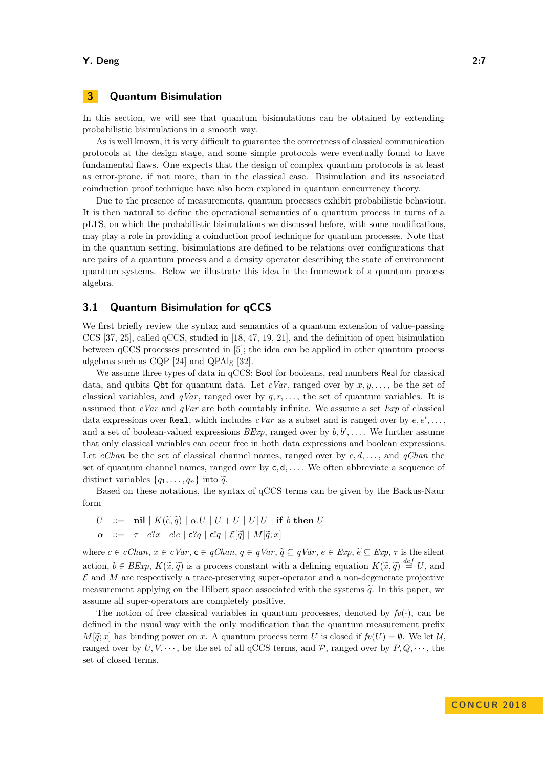## 3 Quantum Bisimulation

In this section, we will see that quantum bisimulations can be obtained by extending probabilistic bisimulations in a smooth way.

As is well known, it is very difficult to guarantee the correctness of classical communication protocols at the design stage, and some simple protocols were eventually found to have fundamental flaws. One expects that the design of complex quantum protocols is at least as error-prone, if not more, than in the classical case. Bisimulation and its associated coinduction proof technique have also been explored in quantum concurrency theory.

Due to the presence of measurements, quantum processes exhibit probabilistic behaviour. It is then natural to define the operational semantics of a quantum process in turns of a pLTS, on which the probabilistic bisimulations we discussed before, with some modifications, may play a role in providing a coinduction proof technique for quantum processes. Note that in the quantum setting, bisimulations are defined to be relations over configurations that are pairs of a quantum process and a density operator describing the state of environment quantum systems. Below we illustrate this idea in the framework of a quantum process algebra.

### 3.1 Quantum Bisimulation for qCCS

We first briefly review the syntax and semantics of a quantum extension of value-passing CCS [37, 25], called qCCS, studied in [18, 47, 19, 21], and the definition of open bisimulation between qCCS processes presented in [5]; the idea can be applied in other quantum process algebras such as CQP [24] and QPAlg [32].

We assume three types of data in qCCS: Bool for booleans, real numbers Real for classical data, and qubits Qbt for quantum data. Let $cVar$, ranged over by $x, y, \ldots$, be the set of classical variables, and $qVar$, ranged over by $q, r, \ldots$, the set of quantum variables. It is assumed that $cVar$ and $qVar$ are both countably infinite. We assume a set $Exp$ of classical data expressions over Real, which includes $cVar$ as a subset and is ranged over by $e, e', \ldots$, and a set of boolean-valued expressions $BExp$, ranged over by $b, b', \ldots$. We further assume that only classical variables can occur free in both data expressions and boolean expressions. Let $cChan$ be the set of classical channel names, ranged over by $c, d, \ldots$, and $qChan$ the set of quantum channel names, ranged over by $\mathsf{c}, \mathsf{d}, \ldots$. We often abbreviate a sequence of distinct variables $\{q_1, \ldots, q_n\}$ into $\widetilde{q}$.

Based on these notations, the syntax of qCCS terms can be given by the Backus-Naur form

$$
\begin{aligned}
U &::= \ \mathbf{nil} \mid K(\widetilde{e}, \widetilde{q}) \mid \alpha.U \mid U + U \mid U \| U \mid \mathbf{if}\ b\ \mathbf{then}\ U \\
\alpha &::= \ \tau \mid c?x \mid c!e \mid \mathsf{c}?q \mid \mathsf{c}!q \mid \mathcal{E}[\widetilde{q}] \mid M[\widetilde{q}; x]
\end{aligned}
$$

where $c \in cChan$, $x \in cVar$, $\mathsf{c} \in qChan$, $q \in qVar$, $\widetilde{q} \subseteq qVar$, $e \in Exp$, $\widetilde{e} \subseteq Exp$, $\tau$ is the silent action, $b \in BExp$, $K(\widetilde{e}, \widetilde{q})$ is a process constant with a defining equation $K(\widetilde{x}, \widetilde{q}) \stackrel{def}{=} U$, and $\mathcal{E}$ and $M$ are respectively a trace-preserving super-operator and a non-degenerate projective measurement applying on the Hilbert space associated with the systems $\widetilde{q}$. In this paper, we assume all super-operators are completely positive.

The notion of free classical variables in quantum processes, denoted by $fv(\cdot)$, can be defined in the usual way with the only modification that the quantum measurement prefix $M[\widetilde{q}; x]$ has binding power on $x$. A quantum process term $U$ is closed if $fv(U) = \emptyset$. We let $\mathcal{U}$, ranged over by $U, V, \cdots$, be the set of all qCCS terms, and $\mathcal{P}$, ranged over by $P, Q, \cdots$, the set of closed terms.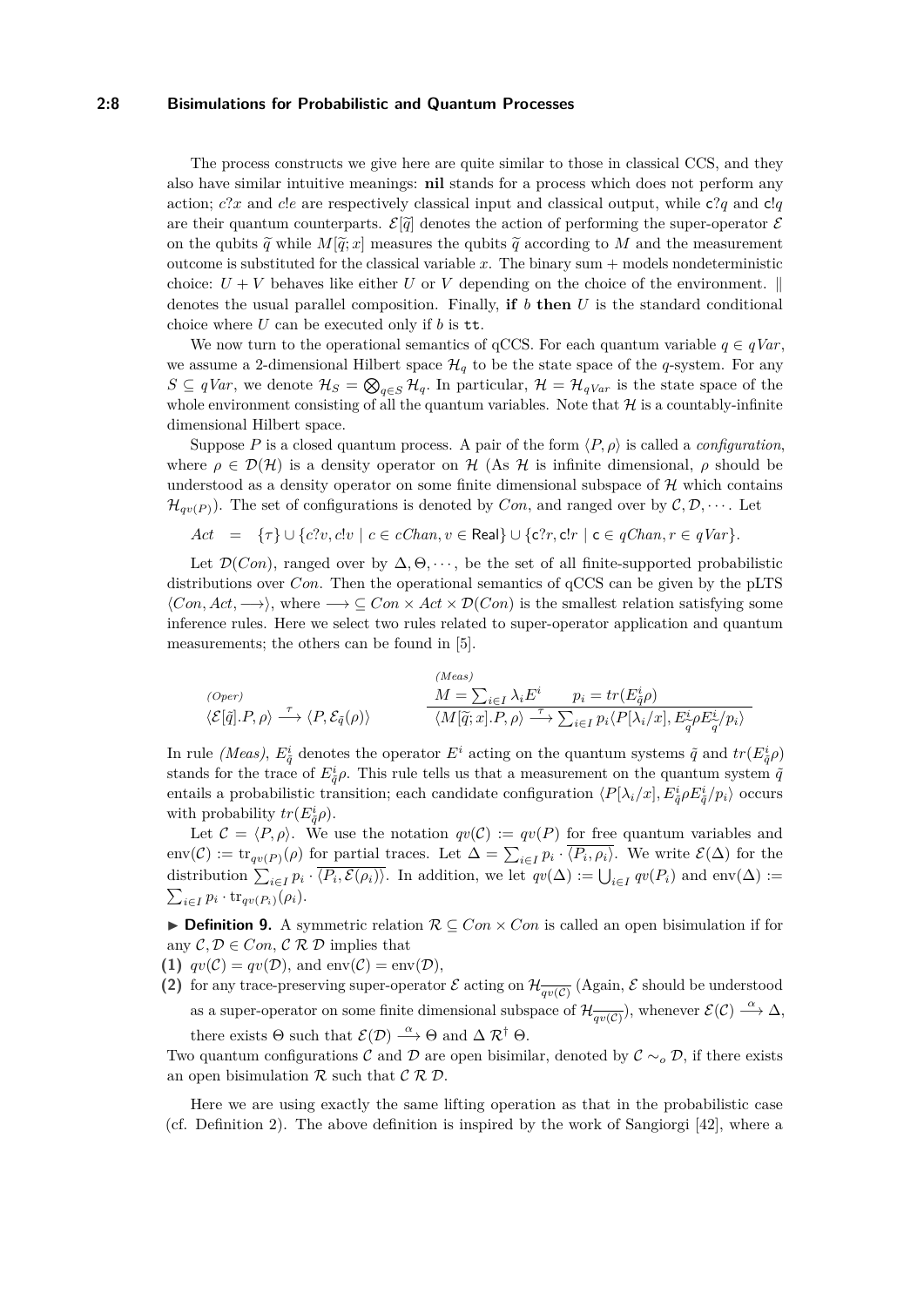The process constructs we give here are quite similar to those in classical CCS, and they also have similar intuitive meanings: **nil** stands for a process which does not perform any action; $c?x$ and $c!e$ are respectively classical input and classical output, while $\mathsf{c}?q$ and $\mathsf{c}!q$ are their quantum counterparts. $\mathcal{E}[\widetilde{q}]$ denotes the action of performing the super-operator $\mathcal{E}$ on the qubits $\widetilde{q}$ while $M[\widetilde{q}; x]$ measures the qubits $\widetilde{q}$ according to $M$ and the measurement outcome is substituted for the classical variable $x$. The binary sum $+$ models nondeterministic choice: $U + V$ behaves like either $U$ or $V$ depending on the choice of the environment. $\|$ denotes the usual parallel composition. Finally, **if** $b$ **then** $U$ is the standard conditional choice where $U$ can be executed only if $b$ is $\mathtt{tt}$.

We now turn to the operational semantics of qCCS. For each quantum variable $q \in qVar$, we assume a 2-dimensional Hilbert space $\mathcal{H}_q$ to be the state space of the $q$-system. For any $S \subseteq qVar$, we denote $\mathcal{H}_S = \bigotimes_{q \in S} \mathcal{H}_q$. In particular, $\mathcal{H} = \mathcal{H}_{qVar}$ is the state space of the whole environment consisting of all the quantum variables. Note that $\mathcal{H}$ is a countably-infinite dimensional Hilbert space.

Suppose $P$ is a closed quantum process. A pair of the form $\langle P, \rho \rangle$ is called a *configuration*, where $\rho \in \mathcal{D}(\mathcal{H})$ is a density operator on $\mathcal{H}$ (As $\mathcal{H}$ is infinite dimensional, $\rho$ should be understood as a density operator on some finite dimensional subspace of $\mathcal{H}$ which contains $\mathcal{H}_{qv(P)}$). The set of configurations is denoted by $Con$, and ranged over by $\mathcal{C}, \mathcal{D}, \cdots$. Let

$$Act \quad = \quad \{\tau\} \cup \{c?v, c!v \mid c \in cChan, v \in \mathsf{Real}\} \cup \{\mathsf{c}?r, \mathsf{c}!r \mid \mathsf{c} \in qChan, r \in qVar\}.$$

Let $\mathcal{D}(Con)$, ranged over by $\Delta, \Theta, \cdots$, be the set of all finite-supported probabilistic distributions over $Con$. Then the operational semantics of qCCS can be given by the pLTS $\langle Con, Act, \longrightarrow \rangle$, where $\longrightarrow \subseteq Con \times Act \times \mathcal{D}(Con)$ is the smallest relation satisfying some inference rules. Here we select two rules related to super-operator application and quantum measurements; the others can be found in [5].

$$\textit{(Oper)}\quad \frac{}{\langle \mathcal{E}[\tilde{q}].P, \rho \rangle \xrightarrow{\tau} \langle P, \mathcal{E}_{\tilde{q}}(\rho) \rangle} \qquad\qquad \textit{(Meas)}\quad \frac{M = \sum_{i \in I} \lambda_i E^i \qquad p_i = tr(E^i_{\tilde{q}} \rho)}{\langle M[\widetilde{q}; x].P, \rho \rangle \xrightarrow{\tau} \sum_{i \in I} p_i \langle P[\lambda_i / x], E^i_{\tilde{q}} \rho E^i_{\tilde{q}} / p_i \rangle}$$

In rule *(Meas)*, $E^i_{\tilde{q}}$ denotes the operator $E^i$ acting on the quantum systems $\tilde{q}$ and $tr(E^i_{\tilde{q}} \rho)$ stands for the trace of $E^i_{\tilde{q}} \rho$. This rule tells us that a measurement on the quantum system $\tilde{q}$ entails a probabilistic transition; each candidate configuration $\langle P[\lambda_i / x], E^i_{\tilde{q}} \rho E^i_{\tilde{q}} / p_i \rangle$ occurs with probability $tr(E^i_{\tilde{q}} \rho)$.

Let $\mathcal{C} = \langle P, \rho \rangle$. We use the notation $qv(\mathcal{C}) := qv(P)$ for free quantum variables and $\mathrm{env}(\mathcal{C}) := \mathrm{tr}_{qv(P)}(\rho)$ for partial traces. Let $\Delta = \sum_{i \in I} p_i \cdot \overline{\langle P_i, \rho_i \rangle}$. We write $\mathcal{E}(\Delta)$ for the distribution $\sum_{i \in I} p_i \cdot \overline{\langle P_i, \mathcal{E}(\rho_i) \rangle}$. In addition, we let $qv(\Delta) := \bigcup_{i \in I} qv(P_i)$ and $\mathrm{env}(\Delta) := \sum_{i \in I} p_i \cdot \mathrm{tr}_{qv(P_i)}(\rho_i)$.

▶ **Definition 9.** A symmetric relation $\mathcal{R} \subseteq Con \times Con$ is called an open bisimulation if for any $\mathcal{C}, \mathcal{D} \in Con$, $\mathcal{C} \mathrel{\mathcal{R}} \mathcal{D}$ implies that

**(1)** $qv(\mathcal{C}) = qv(\mathcal{D})$, and $\mathrm{env}(\mathcal{C}) = \mathrm{env}(\mathcal{D})$,

**(2)** for any trace-preserving super-operator $\mathcal{E}$ acting on $\mathcal{H}_{\overline{qv(\mathcal{C})}}$ (Again, $\mathcal{E}$ should be understood as a super-operator on some finite dimensional subspace of $\mathcal{H}_{\overline{qv(\mathcal{C})}}$), whenever $\mathcal{E}(\mathcal{C}) \xrightarrow{\alpha} \Delta$, there exists $\Theta$ such that $\mathcal{E}(\mathcal{D}) \xrightarrow{\alpha} \Theta$ and $\Delta \mathrel{\mathcal{R}^\dagger} \Theta$.

Two quantum configurations $\mathcal{C}$ and $\mathcal{D}$ are open bisimilar, denoted by $\mathcal{C} \sim_o \mathcal{D}$, if there exists an open bisimulation $\mathcal{R}$ such that $\mathcal{C} \mathrel{\mathcal{R}} \mathcal{D}$.

Here we are using exactly the same lifting operation as that in the probabilistic case (cf. Definition 2). The above definition is inspired by the work of Sangiorgi [42], where a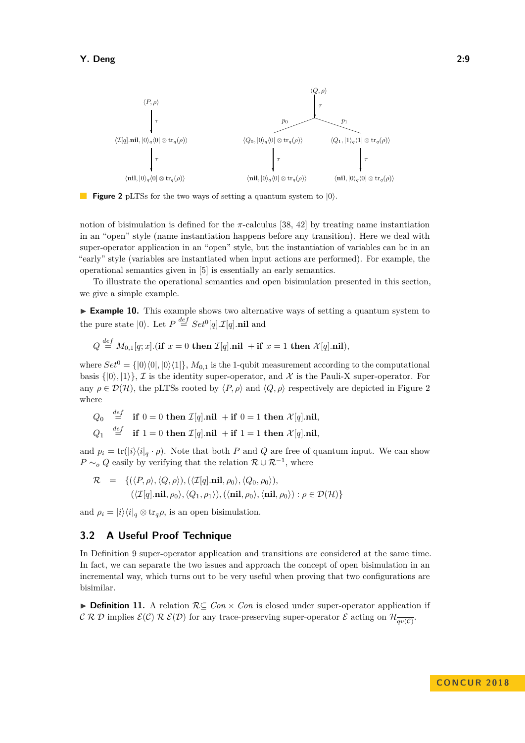**Figure 2** pLTSs for the two ways of setting a quantum system to $|0\rangle$.

notion of bisimulation is defined for the $\pi$-calculus [38, 42] by treating name instantiation in an "open" style (name instantiation happens before any transition). Here we deal with super-operator application in an "open" style, but the instantiation of variables can be in an "early" style (variables are instantiated when input actions are performed). For example, the operational semantics given in [5] is essentially an early semantics.

To illustrate the operational semantics and open bisimulation presented in this section, we give a simple example.

▶ **Example 10.** This example shows two alternative ways of setting a quantum system to the pure state $|0\rangle$. Let $P \stackrel{def}{=} Set^0[q].\mathcal{I}[q].\mathbf{nil}$ and

$$Q \stackrel{def}{=} M_{0,1}[q;x].(\mathbf{if}\ x=0\ \mathbf{then}\ \mathcal{I}[q].\mathbf{nil}\ +\mathbf{if}\ x=1\ \mathbf{then}\ \mathcal{X}[q].\mathbf{nil}),$$

where $Set^0 = \{|0\rangle\langle 0|, |0\rangle\langle 1|\}$, $M_{0,1}$ is the 1-qubit measurement according to the computational basis $\{|0\rangle, |1\rangle\}$, $\mathcal{I}$ is the identity super-operator, and $\mathcal{X}$ is the Pauli-X super-operator. For any $\rho \in \mathcal{D}(\mathcal{H})$, the pLTSs rooted by $\langle P, \rho\rangle$ and $\langle Q, \rho\rangle$ respectively are depicted in Figure 2 where

$$Q_0 \stackrel{def}{=} \mathbf{if}\ 0=0\ \mathbf{then}\ \mathcal{I}[q].\mathbf{nil}\ +\mathbf{if}\ 0=1\ \mathbf{then}\ \mathcal{X}[q].\mathbf{nil},$$
$$Q_1 \stackrel{def}{=} \mathbf{if}\ 1=0\ \mathbf{then}\ \mathcal{I}[q].\mathbf{nil}\ +\mathbf{if}\ 1=1\ \mathbf{then}\ \mathcal{X}[q].\mathbf{nil},$$

and $p_i = \mathrm{tr}(|i\rangle_q\langle i| \cdot \rho)$. Note that both $P$ and $Q$ are free of quantum input. We can show $P \sim_o Q$ easily by verifying that the relation $\mathcal{R} \cup \mathcal{R}^{-1}$, where

$$\begin{aligned}\mathcal{R} \quad = \quad & \{(\langle P,\rho\rangle, \langle Q,\rho\rangle), (\langle \mathcal{I}[q].\mathbf{nil}, \rho_0\rangle, \langle Q_0, \rho_0\rangle),\\ & (\langle \mathcal{I}[q].\mathbf{nil}, \rho_0\rangle, \langle Q_1, \rho_1\rangle), (\langle \mathbf{nil}, \rho_0\rangle, \langle \mathbf{nil}, \rho_0\rangle) : \rho \in \mathcal{D}(\mathcal{H})\}\end{aligned}$$

and $\rho_i = |i\rangle_q\langle i| \otimes \mathrm{tr}_q\rho$, is an open bisimulation.

## 3.2 A Useful Proof Technique

In Definition 9 super-operator application and transitions are considered at the same time. In fact, we can separate the two issues and approach the concept of open bisimulation in an incremental way, which turns out to be very useful when proving that two configurations are bisimilar.

▶ **Definition 11.** A relation $\mathcal{R} \subseteq Con \times Con$ is closed under super-operator application if $\mathcal{C}\ \mathcal{R}\ \mathcal{D}$ implies $\mathcal{E}(\mathcal{C})\ \mathcal{R}\ \mathcal{E}(\mathcal{D})$ for any trace-preserving super-operator $\mathcal{E}$ acting on $\mathcal{H}_{\overline{qv(\mathcal{C})}}$.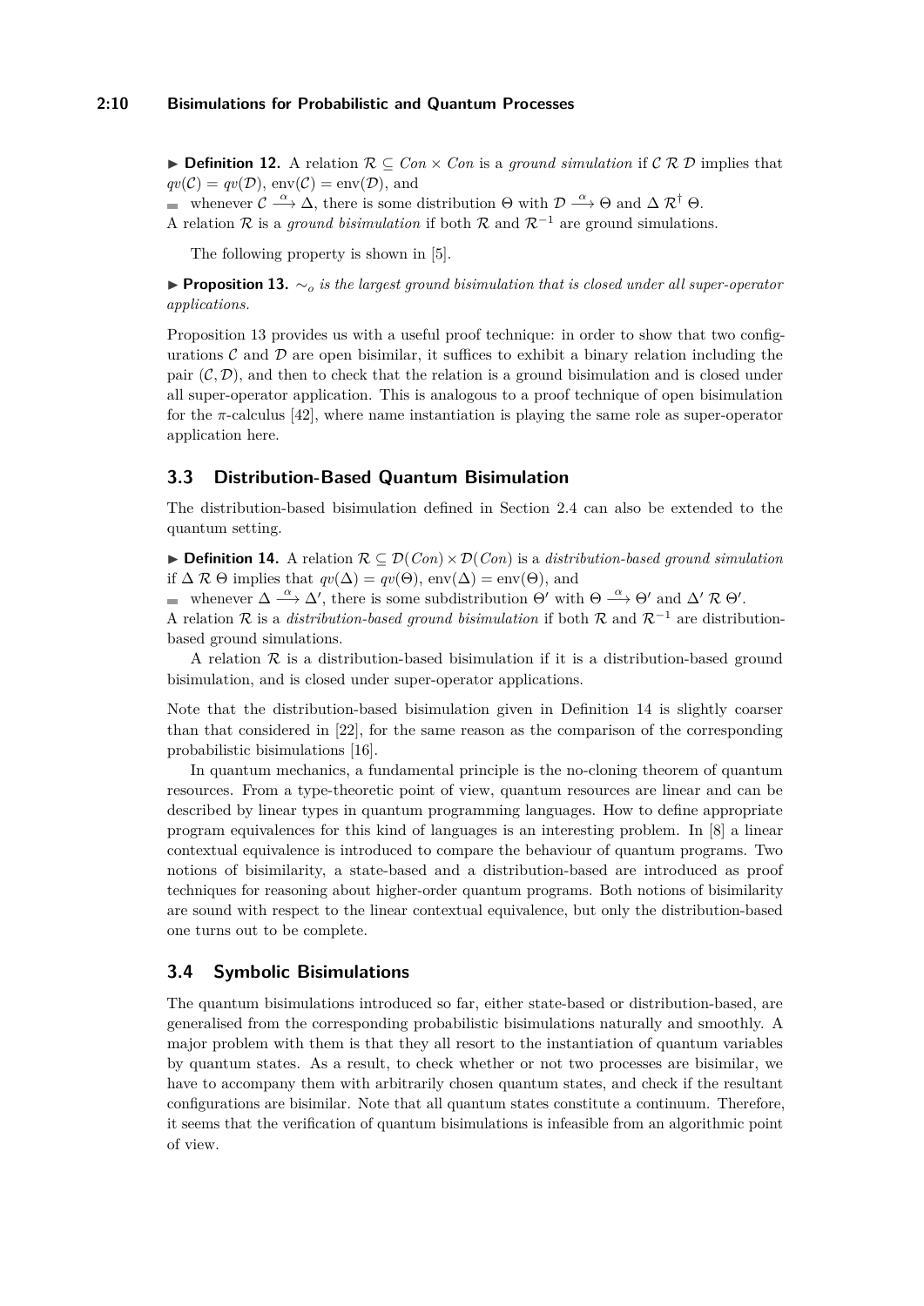▶ **Definition 12.** A relation $\mathcal{R} \subseteq Con \times Con$ is a *ground simulation* if $\mathcal{C}\ \mathcal{R}\ \mathcal{D}$ implies that $qv(\mathcal{C}) = qv(\mathcal{D})$, $\mathrm{env}(\mathcal{C}) = \mathrm{env}(\mathcal{D})$, and

- whenever $\mathcal{C} \xrightarrow{\alpha} \Delta$, there is some distribution $\Theta$ with $\mathcal{D} \xrightarrow{\alpha} \Theta$ and $\Delta\ \mathcal{R}^{\dagger}\ \Theta$.

A relation $\mathcal{R}$ is a *ground bisimulation* if both $\mathcal{R}$ and $\mathcal{R}^{-1}$ are ground simulations.

The following property is shown in [5].

▶ **Proposition 13.** *$\sim_o$ is the largest ground bisimulation that is closed under all super-operator applications.*

Proposition 13 provides us with a useful proof technique: in order to show that two configurations $\mathcal{C}$ and $\mathcal{D}$ are open bisimilar, it suffices to exhibit a binary relation including the pair $(\mathcal{C}, \mathcal{D})$, and then to check that the relation is a ground bisimulation and is closed under all super-operator application. This is analogous to a proof technique of open bisimulation for the $\pi$-calculus [42], where name instantiation is playing the same role as super-operator application here.

## 3.3 Distribution-Based Quantum Bisimulation

The distribution-based bisimulation defined in Section 2.4 can also be extended to the quantum setting.

▶ **Definition 14.** A relation $\mathcal{R} \subseteq \mathcal{D}(Con) \times \mathcal{D}(Con)$ is a *distribution-based ground simulation* if $\Delta\ \mathcal{R}\ \Theta$ implies that $qv(\Delta) = qv(\Theta)$, $\mathrm{env}(\Delta) = \mathrm{env}(\Theta)$, and

- whenever $\Delta \xrightarrow{\alpha} \Delta'$, there is some subdistribution $\Theta'$ with $\Theta \xrightarrow{\alpha} \Theta'$ and $\Delta'\ \mathcal{R}\ \Theta'$.

A relation $\mathcal{R}$ is a *distribution-based ground bisimulation* if both $\mathcal{R}$ and $\mathcal{R}^{-1}$ are distribution-based ground simulations.

A relation $\mathcal{R}$ is a distribution-based bisimulation if it is a distribution-based ground bisimulation, and is closed under super-operator applications.

Note that the distribution-based bisimulation given in Definition 14 is slightly coarser than that considered in [22], for the same reason as the comparison of the corresponding probabilistic bisimulations [16].

In quantum mechanics, a fundamental principle is the no-cloning theorem of quantum resources. From a type-theoretic point of view, quantum resources are linear and can be described by linear types in quantum programming languages. How to define appropriate program equivalences for this kind of languages is an interesting problem. In [8] a linear contextual equivalence is introduced to compare the behaviour of quantum programs. Two notions of bisimilarity, a state-based and a distribution-based are introduced as proof techniques for reasoning about higher-order quantum programs. Both notions of bisimilarity are sound with respect to the linear contextual equivalence, but only the distribution-based one turns out to be complete.

## 3.4 Symbolic Bisimulations

The quantum bisimulations introduced so far, either state-based or distribution-based, are generalised from the corresponding probabilistic bisimulations naturally and smoothly. A major problem with them is that they all resort to the instantiation of quantum variables by quantum states. As a result, to check whether or not two processes are bisimilar, we have to accompany them with arbitrarily chosen quantum states, and check if the resultant configurations are bisimilar. Note that all quantum states constitute a continuum. Therefore, it seems that the verification of quantum bisimulations is infeasible from an algorithmic point of view.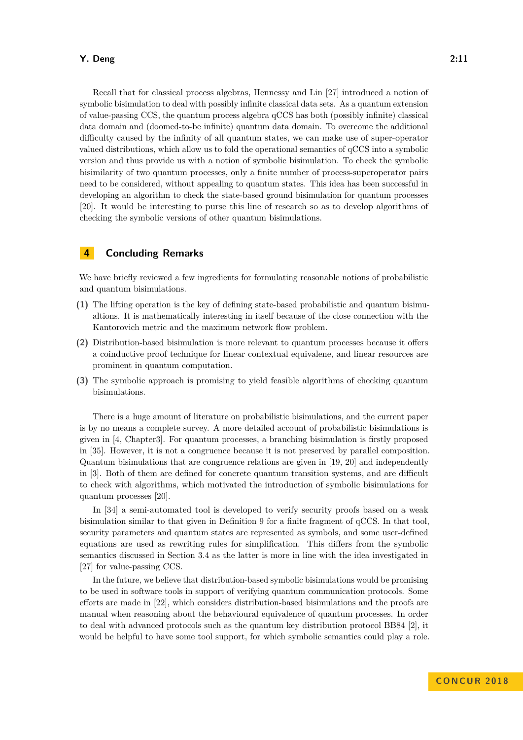Recall that for classical process algebras, Hennessy and Lin [27] introduced a notion of symbolic bisimulation to deal with possibly infinite classical data sets. As a quantum extension of value-passing CCS, the quantum process algebra qCCS has both (possibly infinite) classical data domain and (doomed-to-be infinite) quantum data domain. To overcome the additional difficulty caused by the infinity of all quantum states, we can make use of super-operator valued distributions, which allow us to fold the operational semantics of qCCS into a symbolic version and thus provide us with a notion of symbolic bisimulation. To check the symbolic bisimilarity of two quantum processes, only a finite number of process-superoperator pairs need to be considered, without appealing to quantum states. This idea has been successful in developing an algorithm to check the state-based ground bisimulation for quantum processes [20]. It would be interesting to purse this line of research so as to develop algorithms of checking the symbolic versions of other quantum bisimulations.

## 4 Concluding Remarks

We have briefly reviewed a few ingredients for formulating reasonable notions of probabilistic and quantum bisimulations.

**(1)** The lifting operation is the key of defining state-based probabilistic and quantum bisimualtions. It is mathematically interesting in itself because of the close connection with the Kantorovich metric and the maximum network flow problem.

**(2)** Distribution-based bisimulation is more relevant to quantum processes because it offers a coinductive proof technique for linear contextual equivalene, and linear resources are prominent in quantum computation.

**(3)** The symbolic approach is promising to yield feasible algorithms of checking quantum bisimulations.

There is a huge amount of literature on probabilistic bisimulations, and the current paper is by no means a complete survey. A more detailed account of probabilistic bisimulations is given in [4, Chapter3]. For quantum processes, a branching bisimulation is firstly proposed in [35]. However, it is not a congruence because it is not preserved by parallel composition. Quantum bisimulations that are congruence relations are given in [19, 20] and independently in [3]. Both of them are defined for concrete quantum transition systems, and are difficult to check with algorithms, which motivated the introduction of symbolic bisimulations for quantum processes [20].

In [34] a semi-automated tool is developed to verify security proofs based on a weak bisimulation similar to that given in Definition 9 for a finite fragment of qCCS. In that tool, security parameters and quantum states are represented as symbols, and some user-defined equations are used as rewriting rules for simplification. This differs from the symbolic semantics discussed in Section 3.4 as the latter is more in line with the idea investigated in [27] for value-passing CCS.

In the future, we believe that distribution-based symbolic bisimulations would be promising to be used in software tools in support of verifying quantum communication protocols. Some efforts are made in [22], which considers distribution-based bisimulations and the proofs are manual when reasoning about the behavioural equivalence of quantum processes. In order to deal with advanced protocols such as the quantum key distribution protocol BB84 [2], it would be helpful to have some tool support, for which symbolic semantics could play a role.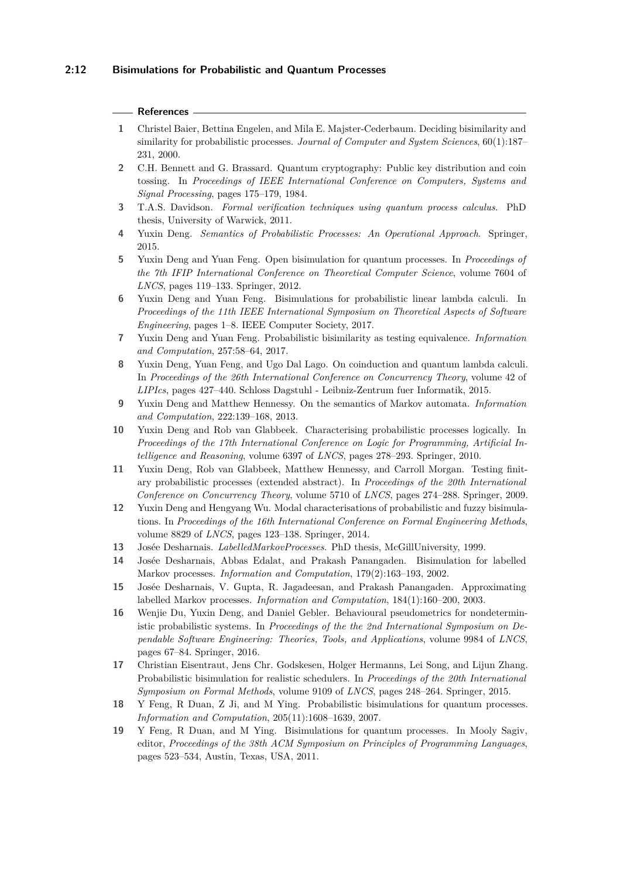## References

1. Christel Baier, Bettina Engelen, and Mila E. Majster-Cederbaum. Deciding bisimilarity and similarity for probabilistic processes. *Journal of Computer and System Sciences*, 60(1):187–231, 2000.
2. C.H. Bennett and G. Brassard. Quantum cryptography: Public key distribution and coin tossing. In *Proceedings of IEEE International Conference on Computers, Systems and Signal Processing*, pages 175–179, 1984.
3. T.A.S. Davidson. *Formal verification techniques using quantum process calculus*. PhD thesis, University of Warwick, 2011.
4. Yuxin Deng. *Semantics of Probabilistic Processes: An Operational Approach*. Springer, 2015.
5. Yuxin Deng and Yuan Feng. Open bisimulation for quantum processes. In *Proceedings of the 7th IFIP International Conference on Theoretical Computer Science*, volume 7604 of *LNCS*, pages 119–133. Springer, 2012.
6. Yuxin Deng and Yuan Feng. Bisimulations for probabilistic linear lambda calculi. In *Proceedings of the 11th IEEE International Symposium on Theoretical Aspects of Software Engineering*, pages 1–8. IEEE Computer Society, 2017.
7. Yuxin Deng and Yuan Feng. Probabilistic bisimilarity as testing equivalence. *Information and Computation*, 257:58–64, 2017.
8. Yuxin Deng, Yuan Feng, and Ugo Dal Lago. On coinduction and quantum lambda calculi. In *Proceedings of the 26th International Conference on Concurrency Theory*, volume 42 of *LIPIcs*, pages 427–440. Schloss Dagstuhl - Leibniz-Zentrum fuer Informatik, 2015.
9. Yuxin Deng and Matthew Hennessy. On the semantics of Markov automata. *Information and Computation*, 222:139–168, 2013.
10. Yuxin Deng and Rob van Glabbeek. Characterising probabilistic processes logically. In *Proceedings of the 17th International Conference on Logic for Programming, Artificial Intelligence and Reasoning*, volume 6397 of *LNCS*, pages 278–293. Springer, 2010.
11. Yuxin Deng, Rob van Glabbeek, Matthew Hennessy, and Carroll Morgan. Testing finitary probabilistic processes (extended abstract). In *Proceedings of the 20th International Conference on Concurrency Theory*, volume 5710 of *LNCS*, pages 274–288. Springer, 2009.
12. Yuxin Deng and Hengyang Wu. Modal characterisations of probabilistic and fuzzy bisimulations. In *Proceedings of the 16th International Conference on Formal Engineering Methods*, volume 8829 of *LNCS*, pages 123–138. Springer, 2014.
13. Josée Desharnais. *LabelledMarkovProcesses*. PhD thesis, McGillUniversity, 1999.
14. Josée Desharnais, Abbas Edalat, and Prakash Panangaden. Bisimulation for labelled Markov processes. *Information and Computation*, 179(2):163–193, 2002.
15. Josée Desharnais, V. Gupta, R. Jagadeesan, and Prakash Panangaden. Approximating labelled Markov processes. *Information and Computation*, 184(1):160–200, 2003.
16. Wenjie Du, Yuxin Deng, and Daniel Gebler. Behavioural pseudometrics for nondeterministic probabilistic systems. In *Proceedings of the the 2nd International Symposium on Dependable Software Engineering: Theories, Tools, and Applications*, volume 9984 of *LNCS*, pages 67–84. Springer, 2016.
17. Christian Eisentraut, Jens Chr. Godskesen, Holger Hermanns, Lei Song, and Lijun Zhang. Probabilistic bisimulation for realistic schedulers. In *Proceedings of the 20th International Symposium on Formal Methods*, volume 9109 of *LNCS*, pages 248–264. Springer, 2015.
18. Y Feng, R Duan, Z Ji, and M Ying. Probabilistic bisimulations for quantum processes. *Information and Computation*, 205(11):1608–1639, 2007.
19. Y Feng, R Duan, and M Ying. Bisimulations for quantum processes. In Mooly Sagiv, editor, *Proceedings of the 38th ACM Symposium on Principles of Programming Languages*, pages 523–534, Austin, Texas, USA, 2011.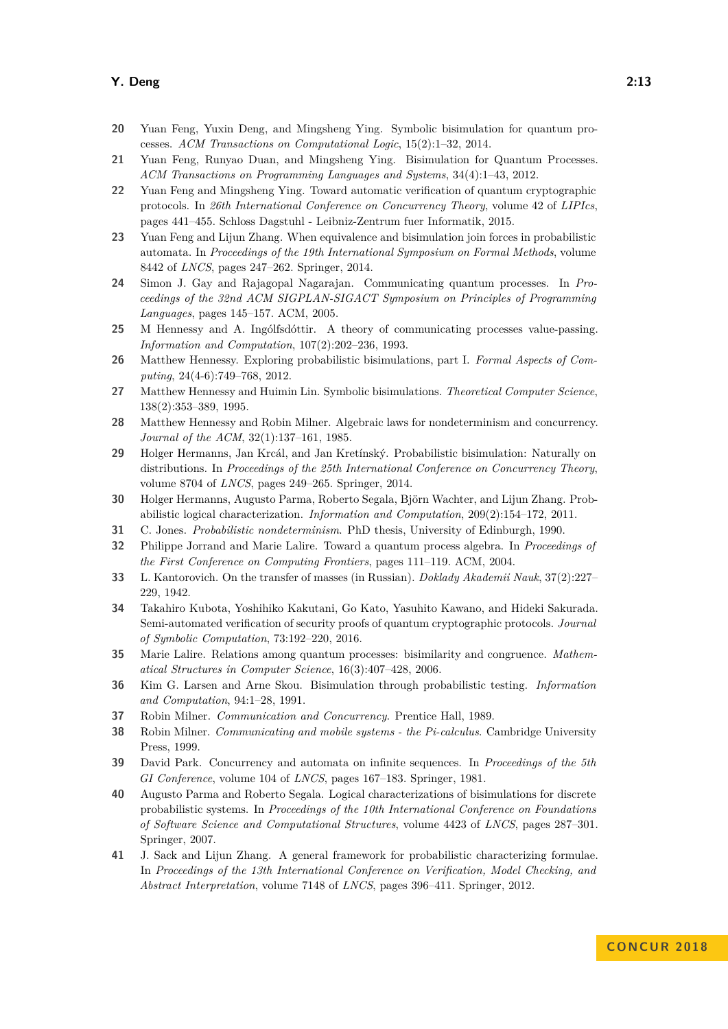20. Yuan Feng, Yuxin Deng, and Mingsheng Ying. Symbolic bisimulation for quantum processes. *ACM Transactions on Computational Logic*, 15(2):1–32, 2014.
21. Yuan Feng, Runyao Duan, and Mingsheng Ying. Bisimulation for Quantum Processes. *ACM Transactions on Programming Languages and Systems*, 34(4):1–43, 2012.
22. Yuan Feng and Mingsheng Ying. Toward automatic verification of quantum cryptographic protocols. In *26th International Conference on Concurrency Theory*, volume 42 of *LIPIcs*, pages 441–455. Schloss Dagstuhl - Leibniz-Zentrum fuer Informatik, 2015.
23. Yuan Feng and Lijun Zhang. When equivalence and bisimulation join forces in probabilistic automata. In *Proceedings of the 19th International Symposium on Formal Methods*, volume 8442 of *LNCS*, pages 247–262. Springer, 2014.
24. Simon J. Gay and Rajagopal Nagarajan. Communicating quantum processes. In *Proceedings of the 32nd ACM SIGPLAN-SIGACT Symposium on Principles of Programming Languages*, pages 145–157. ACM, 2005.
25. M Hennessy and A. Ingólfsdóttir. A theory of communicating processes value-passing. *Information and Computation*, 107(2):202–236, 1993.
26. Matthew Hennessy. Exploring probabilistic bisimulations, part I. *Formal Aspects of Computing*, 24(4-6):749–768, 2012.
27. Matthew Hennessy and Huimin Lin. Symbolic bisimulations. *Theoretical Computer Science*, 138(2):353–389, 1995.
28. Matthew Hennessy and Robin Milner. Algebraic laws for nondeterminism and concurrency. *Journal of the ACM*, 32(1):137–161, 1985.
29. Holger Hermanns, Jan Krcál, and Jan Kretínský. Probabilistic bisimulation: Naturally on distributions. In *Proceedings of the 25th International Conference on Concurrency Theory*, volume 8704 of *LNCS*, pages 249–265. Springer, 2014.
30. Holger Hermanns, Augusto Parma, Roberto Segala, Björn Wachter, and Lijun Zhang. Probabilistic logical characterization. *Information and Computation*, 209(2):154–172, 2011.
31. C. Jones. *Probabilistic nondeterminism*. PhD thesis, University of Edinburgh, 1990.
32. Philippe Jorrand and Marie Lalire. Toward a quantum process algebra. In *Proceedings of the First Conference on Computing Frontiers*, pages 111–119. ACM, 2004.
33. L. Kantorovich. On the transfer of masses (in Russian). *Doklady Akademii Nauk*, 37(2):227–229, 1942.
34. Takahiro Kubota, Yoshihiko Kakutani, Go Kato, Yasuhito Kawano, and Hideki Sakurada. Semi-automated verification of security proofs of quantum cryptographic protocols. *Journal of Symbolic Computation*, 73:192–220, 2016.
35. Marie Lalire. Relations among quantum processes: bisimilarity and congruence. *Mathematical Structures in Computer Science*, 16(3):407–428, 2006.
36. Kim G. Larsen and Arne Skou. Bisimulation through probabilistic testing. *Information and Computation*, 94:1–28, 1991.
37. Robin Milner. *Communication and Concurrency*. Prentice Hall, 1989.
38. Robin Milner. *Communicating and mobile systems - the Pi-calculus*. Cambridge University Press, 1999.
39. David Park. Concurrency and automata on infinite sequences. In *Proceedings of the 5th GI Conference*, volume 104 of *LNCS*, pages 167–183. Springer, 1981.
40. Augusto Parma and Roberto Segala. Logical characterizations of bisimulations for discrete probabilistic systems. In *Proceedings of the 10th International Conference on Foundations of Software Science and Computational Structures*, volume 4423 of *LNCS*, pages 287–301. Springer, 2007.
41. J. Sack and Lijun Zhang. A general framework for probabilistic characterizing formulae. In *Proceedings of the 13th International Conference on Verification, Model Checking, and Abstract Interpretation*, volume 7148 of *LNCS*, pages 396–411. Springer, 2012.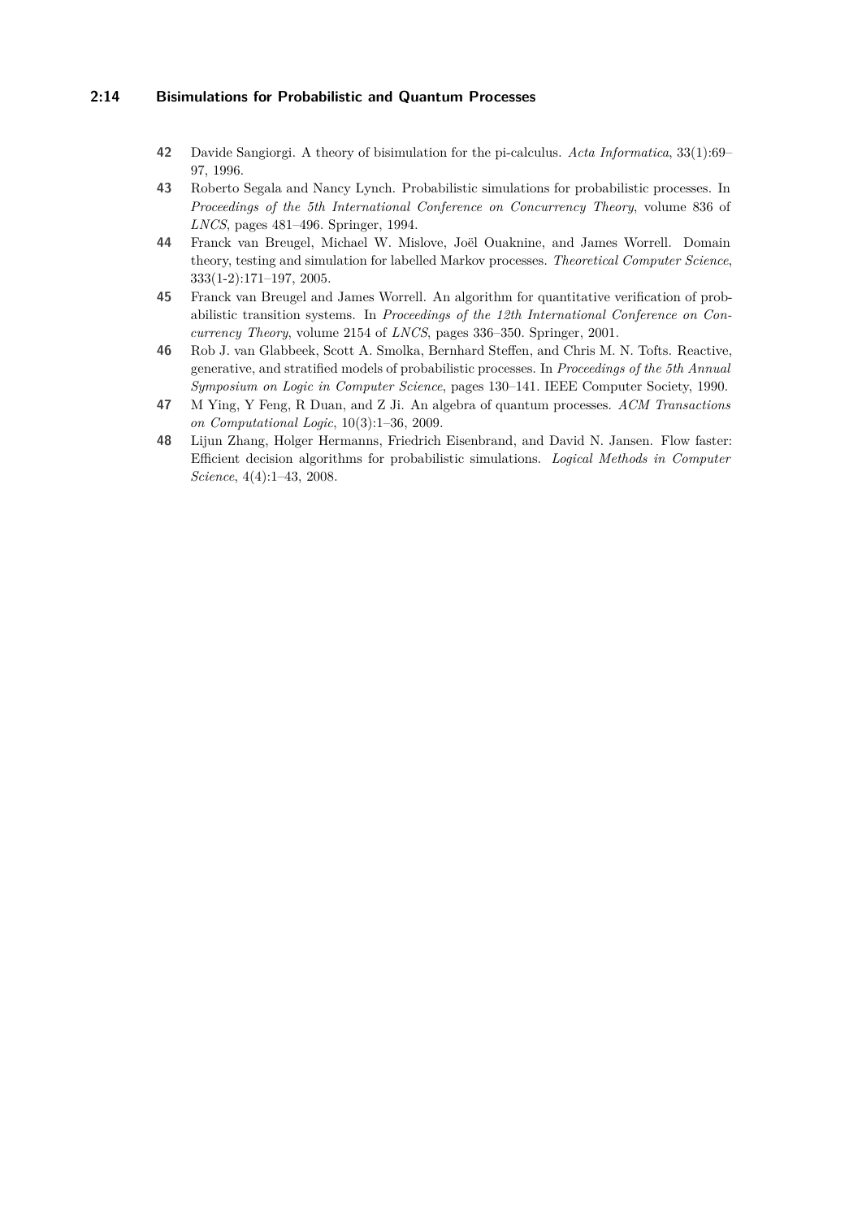42. Davide Sangiorgi. A theory of bisimulation for the pi-calculus. *Acta Informatica*, 33(1):69–97, 1996.
43. Roberto Segala and Nancy Lynch. Probabilistic simulations for probabilistic processes. In *Proceedings of the 5th International Conference on Concurrency Theory*, volume 836 of *LNCS*, pages 481–496. Springer, 1994.
44. Franck van Breugel, Michael W. Mislove, Joël Ouaknine, and James Worrell. Domain theory, testing and simulation for labelled Markov processes. *Theoretical Computer Science*, 333(1-2):171–197, 2005.
45. Franck van Breugel and James Worrell. An algorithm for quantitative verification of probabilistic transition systems. In *Proceedings of the 12th International Conference on Concurrency Theory*, volume 2154 of *LNCS*, pages 336–350. Springer, 2001.
46. Rob J. van Glabbeek, Scott A. Smolka, Bernhard Steffen, and Chris M. N. Tofts. Reactive, generative, and stratified models of probabilistic processes. In *Proceedings of the 5th Annual Symposium on Logic in Computer Science*, pages 130–141. IEEE Computer Society, 1990.
47. M Ying, Y Feng, R Duan, and Z Ji. An algebra of quantum processes. *ACM Transactions on Computational Logic*, 10(3):1–36, 2009.
48. Lijun Zhang, Holger Hermanns, Friedrich Eisenbrand, and David N. Jansen. Flow faster: Efficient decision algorithms for probabilistic simulations. *Logical Methods in Computer Science*, 4(4):1–43, 2008.